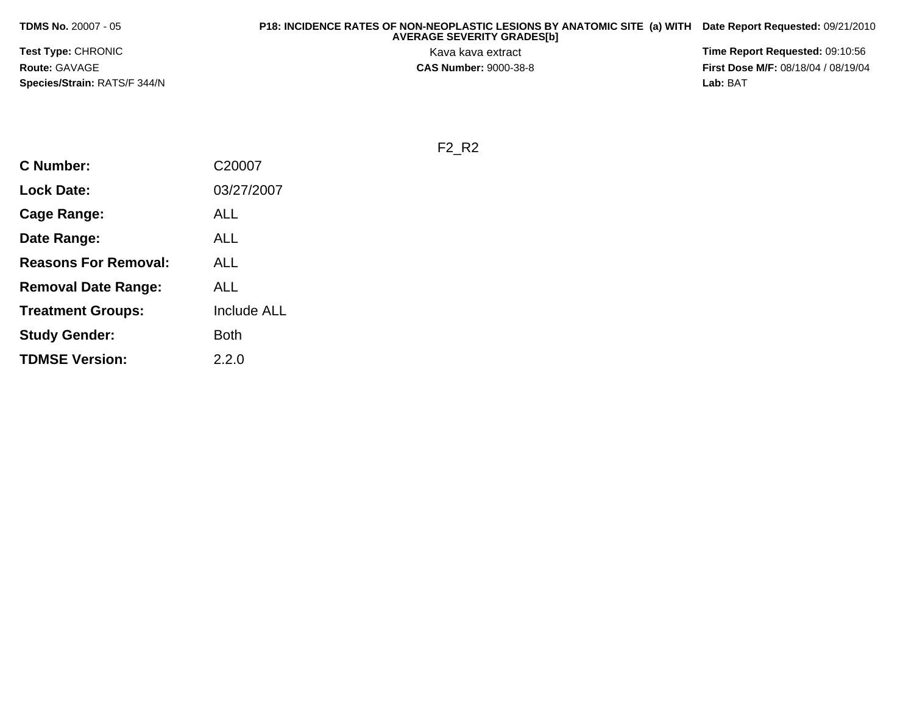**TDMS No.** 20007 - 05

**Test Type:** CHRONIC

**Route:** GAVAGE

**Species/Strain:** RATS/F 344/N

**P18: INCIDENCE RATES OF NON-NEOPLASTIC LESIONS BY ANATOMIC SITE (a) WITH AVERAGE SEVERITY GRADES[b]**

Kava kava extract

**CAS Number:** 9000-38-8

**Date Report Requested:** 09/21/2010

**Time Report Requested:** 09:10:56

**First Dose M/F:** 08/18/04 / 08/19/04

**Lab:** BAT

F2_R2

| | |
|---|---|
| **C Number:** | C20007 |
| **Lock Date:** | 03/27/2007 |
| **Cage Range:** | ALL |
| **Date Range:** | ALL |
| **Reasons For Removal:** | ALL |
| **Removal Date Range:** | ALL |
| **Treatment Groups:** | Include ALL |
| **Study Gender:** | Both |
| **TDMSE Version:** | 2.2.0 |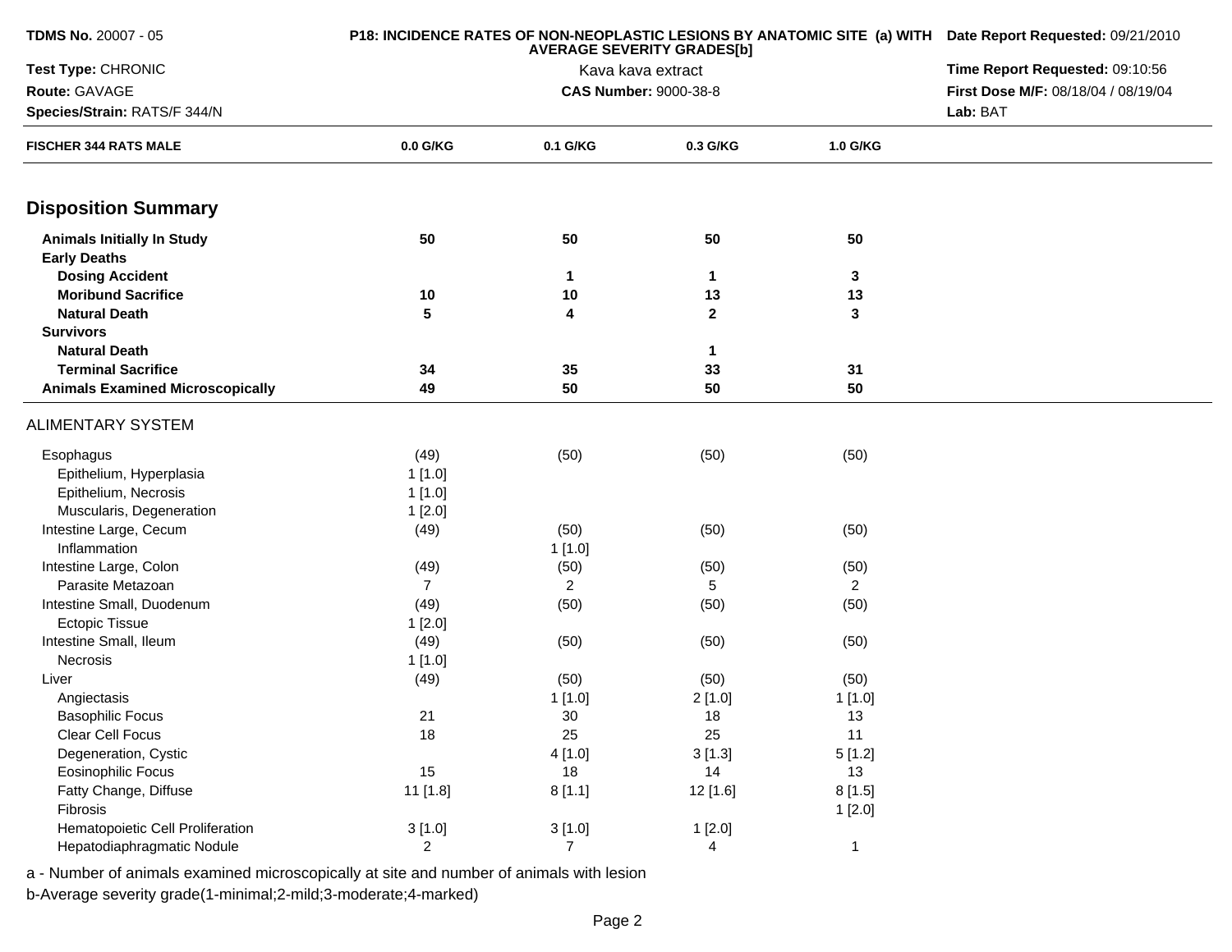**TDMS No.** 20007 - 05

**Test Type:** CHRONIC

**Route:** GAVAGE

**Species/Strain:** RATS/F 344/N

**P18: INCIDENCE RATES OF NON-NEOPLASTIC LESIONS BY ANATOMIC SITE (a) WITH AVERAGE SEVERITY GRADES[b]**

Kava kava extract

**CAS Number:** 9000-38-8

**Date Report Requested:** 09/21/2010

**Time Report Requested:** 09:10:56

**First Dose M/F:** 08/18/04 / 08/19/04

**Lab:** BAT

| FISCHER 344 RATS MALE | 0.0 G/KG | 0.1 G/KG | 0.3 G/KG | 1.0 G/KG |
|---|---|---|---|---|
| **Disposition Summary** | | | | |
| **Animals Initially In Study** | **50** | **50** | **50** | **50** |
| **Early Deaths** | | | | |
| **Dosing Accident** | | **1** | **1** | **3** |
| **Moribund Sacrifice** | **10** | **10** | **13** | **13** |
| **Natural Death** | **5** | **4** | **2** | **3** |
| **Survivors** | | | | |
| **Natural Death** | | | **1** | |
| **Terminal Sacrifice** | **34** | **35** | **33** | **31** |
| **Animals Examined Microscopically** | **49** | **50** | **50** | **50** |
| ALIMENTARY SYSTEM | | | | |
| Esophagus | (49) | (50) | (50) | (50) |
| Epithelium, Hyperplasia | 1 [1.0] | | | |
| Epithelium, Necrosis | 1 [1.0] | | | |
| Muscularis, Degeneration | 1 [2.0] | | | |
| Intestine Large, Cecum | (49) | (50) | (50) | (50) |
| Inflammation | | 1 [1.0] | | |
| Intestine Large, Colon | (49) | (50) | (50) | (50) |
| Parasite Metazoan | 7 | 2 | 5 | 2 |
| Intestine Small, Duodenum | (49) | (50) | (50) | (50) |
| Ectopic Tissue | 1 [2.0] | | | |
| Intestine Small, Ileum | (49) | (50) | (50) | (50) |
| Necrosis | 1 [1.0] | | | |
| Liver | (49) | (50) | (50) | (50) |
| Angiectasis | | 1 [1.0] | 2 [1.0] | 1 [1.0] |
| Basophilic Focus | 21 | 30 | 18 | 13 |
| Clear Cell Focus | 18 | 25 | 25 | 11 |
| Degeneration, Cystic | | 4 [1.0] | 3 [1.3] | 5 [1.2] |
| Eosinophilic Focus | 15 | 18 | 14 | 13 |
| Fatty Change, Diffuse | 11 [1.8] | 8 [1.1] | 12 [1.6] | 8 [1.5] |
| Fibrosis | | | | 1 [2.0] |
| Hematopoietic Cell Proliferation | 3 [1.0] | 3 [1.0] | 1 [2.0] | |
| Hepatodiaphragmatic Nodule | 2 | 7 | 4 | 1 |

a - Number of animals examined microscopically at site and number of animals with lesion

b-Average severity grade(1-minimal;2-mild;3-moderate;4-marked)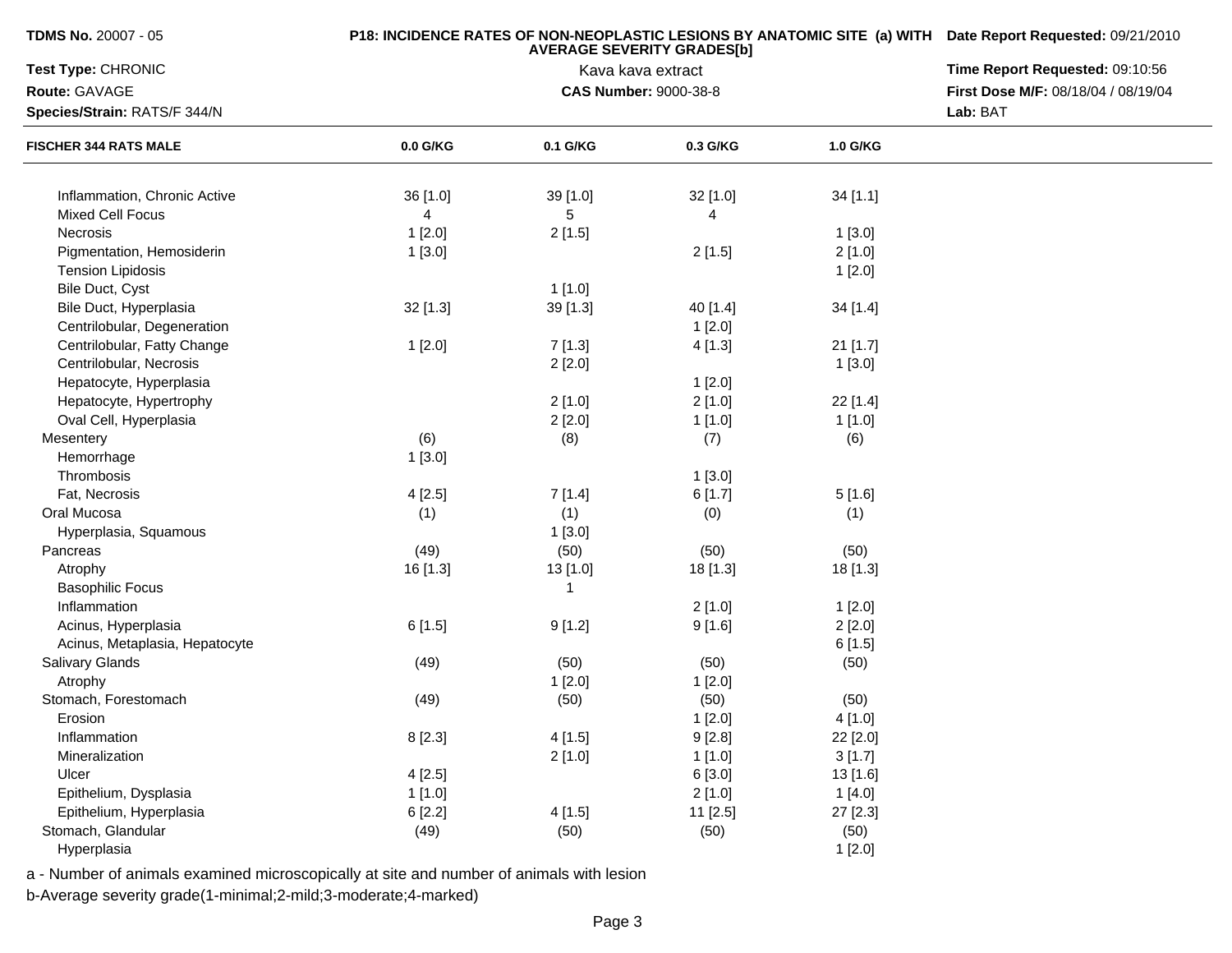**TDMS No.** 20007 - 05

**P18: INCIDENCE RATES OF NON-NEOPLASTIC LESIONS BY ANATOMIC SITE (a) WITH AVERAGE SEVERITY GRADES[b]**

**Date Report Requested:** 09/21/2010

**Test Type:** CHRONIC

Kava kava extract

**Time Report Requested:** 09:10:56

**Route:** GAVAGE

**CAS Number:** 9000-38-8

**First Dose M/F:** 08/18/04 / 08/19/04

**Species/Strain:** RATS/F 344/N

**Lab:** BAT

| FISCHER 344 RATS MALE | 0.0 G/KG | 0.1 G/KG | 0.3 G/KG | 1.0 G/KG |
|---|---|---|---|---|
| Inflammation, Chronic Active | 36 [1.0] | 39 [1.0] | 32 [1.0] | 34 [1.1] |
| Mixed Cell Focus | 4 | 5 | 4 | |
| Necrosis | 1 [2.0] | 2 [1.5] | | 1 [3.0] |
| Pigmentation, Hemosiderin | 1 [3.0] | | 2 [1.5] | 2 [1.0] |
| Tension Lipidosis | | | | 1 [2.0] |
| Bile Duct, Cyst | | 1 [1.0] | | |
| Bile Duct, Hyperplasia | 32 [1.3] | 39 [1.3] | 40 [1.4] | 34 [1.4] |
| Centrilobular, Degeneration | | | 1 [2.0] | |
| Centrilobular, Fatty Change | 1 [2.0] | 7 [1.3] | 4 [1.3] | 21 [1.7] |
| Centrilobular, Necrosis | | 2 [2.0] | | 1 [3.0] |
| Hepatocyte, Hyperplasia | | | 1 [2.0] | |
| Hepatocyte, Hypertrophy | | 2 [1.0] | 2 [1.0] | 22 [1.4] |
| Oval Cell, Hyperplasia | | 2 [2.0] | 1 [1.0] | 1 [1.0] |
| Mesentery | (6) | (8) | (7) | (6) |
| Hemorrhage | 1 [3.0] | | | |
| Thrombosis | | | 1 [3.0] | |
| Fat, Necrosis | 4 [2.5] | 7 [1.4] | 6 [1.7] | 5 [1.6] |
| Oral Mucosa | (1) | (1) | (0) | (1) |
| Hyperplasia, Squamous | | 1 [3.0] | | |
| Pancreas | (49) | (50) | (50) | (50) |
| Atrophy | 16 [1.3] | 13 [1.0] | 18 [1.3] | 18 [1.3] |
| Basophilic Focus | | 1 | | |
| Inflammation | | | 2 [1.0] | 1 [2.0] |
| Acinus, Hyperplasia | 6 [1.5] | 9 [1.2] | 9 [1.6] | 2 [2.0] |
| Acinus, Metaplasia, Hepatocyte | | | | 6 [1.5] |
| Salivary Glands | (49) | (50) | (50) | (50) |
| Atrophy | | 1 [2.0] | 1 [2.0] | |
| Stomach, Forestomach | (49) | (50) | (50) | (50) |
| Erosion | | | 1 [2.0] | 4 [1.0] |
| Inflammation | 8 [2.3] | 4 [1.5] | 9 [2.8] | 22 [2.0] |
| Mineralization | | 2 [1.0] | 1 [1.0] | 3 [1.7] |
| Ulcer | 4 [2.5] | | 6 [3.0] | 13 [1.6] |
| Epithelium, Dysplasia | 1 [1.0] | | 2 [1.0] | 1 [4.0] |
| Epithelium, Hyperplasia | 6 [2.2] | 4 [1.5] | 11 [2.5] | 27 [2.3] |
| Stomach, Glandular | (49) | (50) | (50) | (50) |
| Hyperplasia | | | | 1 [2.0] |

a - Number of animals examined microscopically at site and number of animals with lesion

b-Average severity grade(1-minimal;2-mild;3-moderate;4-marked)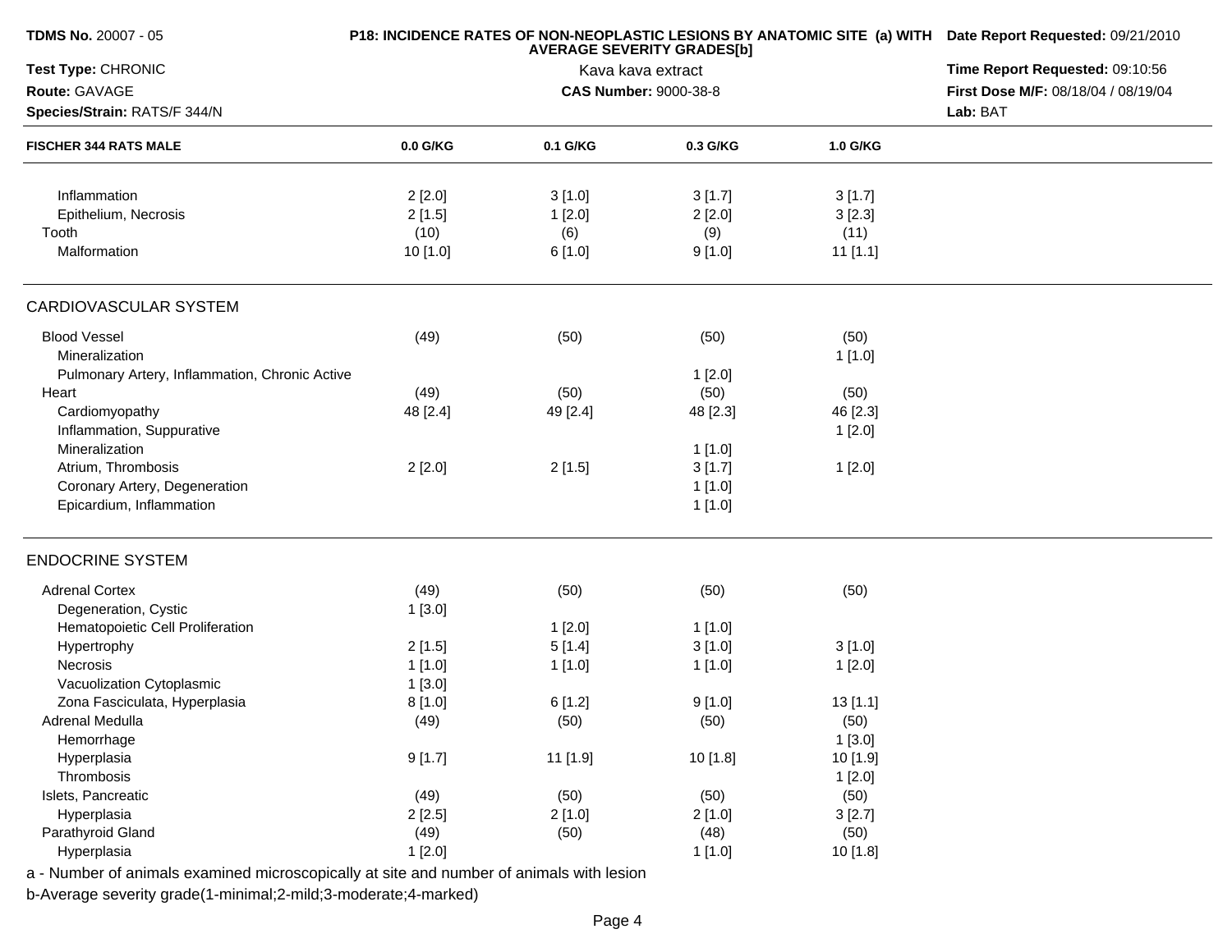**TDMS No.** 20007 - 05

**P18: INCIDENCE RATES OF NON-NEOPLASTIC LESIONS BY ANATOMIC SITE (a) WITH AVERAGE SEVERITY GRADES[b]**

Kava kava extract

**CAS Number:** 9000-38-8

**Test Type:** CHRONIC

**Route:** GAVAGE

**Species/Strain:** RATS/F 344/N

**Date Report Requested:** 09/21/2010

**Time Report Requested:** 09:10:56

**First Dose M/F:** 08/18/04 / 08/19/04

**Lab:** BAT

| FISCHER 344 RATS MALE | 0.0 G/KG | 0.1 G/KG | 0.3 G/KG | 1.0 G/KG |
|---|---|---|---|---|
| Inflammation | 2 [2.0] | 3 [1.0] | 3 [1.7] | 3 [1.7] |
| Epithelium, Necrosis | 2 [1.5] | 1 [2.0] | 2 [2.0] | 3 [2.3] |
| Tooth | (10) | (6) | (9) | (11) |
| Malformation | 10 [1.0] | 6 [1.0] | 9 [1.0] | 11 [1.1] |
| **CARDIOVASCULAR SYSTEM** | | | | |
| Blood Vessel | (49) | (50) | (50) | (50) |
| Mineralization | | | | 1 [1.0] |
| Pulmonary Artery, Inflammation, Chronic Active | | | 1 [2.0] | |
| Heart | (49) | (50) | (50) | (50) |
| Cardiomyopathy | 48 [2.4] | 49 [2.4] | 48 [2.3] | 46 [2.3] |
| Inflammation, Suppurative | | | | 1 [2.0] |
| Mineralization | | | 1 [1.0] | |
| Atrium, Thrombosis | 2 [2.0] | 2 [1.5] | 3 [1.7] | 1 [2.0] |
| Coronary Artery, Degeneration | | | 1 [1.0] | |
| Epicardium, Inflammation | | | 1 [1.0] | |
| **ENDOCRINE SYSTEM** | | | | |
| Adrenal Cortex | (49) | (50) | (50) | (50) |
| Degeneration, Cystic | 1 [3.0] | | | |
| Hematopoietic Cell Proliferation | | 1 [2.0] | 1 [1.0] | |
| Hypertrophy | 2 [1.5] | 5 [1.4] | 3 [1.0] | 3 [1.0] |
| Necrosis | 1 [1.0] | 1 [1.0] | 1 [1.0] | 1 [2.0] |
| Vacuolization Cytoplasmic | 1 [3.0] | | | |
| Zona Fasciculata, Hyperplasia | 8 [1.0] | 6 [1.2] | 9 [1.0] | 13 [1.1] |
| Adrenal Medulla | (49) | (50) | (50) | (50) |
| Hemorrhage | | | | 1 [3.0] |
| Hyperplasia | 9 [1.7] | 11 [1.9] | 10 [1.8] | 10 [1.9] |
| Thrombosis | | | | 1 [2.0] |
| Islets, Pancreatic | (49) | (50) | (50) | (50) |
| Hyperplasia | 2 [2.5] | 2 [1.0] | 2 [1.0] | 3 [2.7] |
| Parathyroid Gland | (49) | (50) | (48) | (50) |
| Hyperplasia | 1 [2.0] | | 1 [1.0] | 10 [1.8] |

a - Number of animals examined microscopically at site and number of animals with lesion

b-Average severity grade(1-minimal;2-mild;3-moderate;4-marked)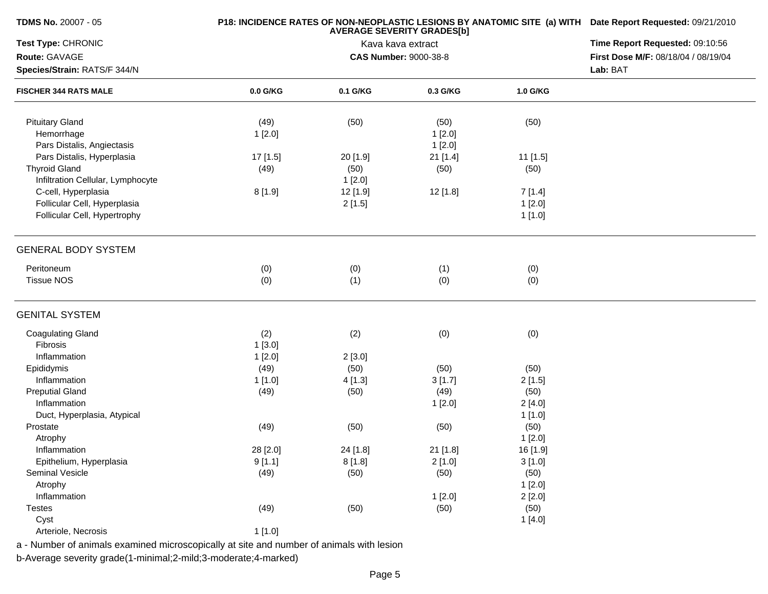**TDMS No.** 20007 - 05

**Test Type:** CHRONIC

**Route:** GAVAGE

**Species/Strain:** RATS/F 344/N

**P18: INCIDENCE RATES OF NON-NEOPLASTIC LESIONS BY ANATOMIC SITE (a) WITH AVERAGE SEVERITY GRADES[b]**

Kava kava extract

**CAS Number:** 9000-38-8

**Date Report Requested:** 09/21/2010

**Time Report Requested:** 09:10:56

**First Dose M/F:** 08/18/04 / 08/19/04

**Lab:** BAT

| FISCHER 344 RATS MALE | 0.0 G/KG | 0.1 G/KG | 0.3 G/KG | 1.0 G/KG |
|---|---|---|---|---|
| Pituitary Gland | (49) | (50) | (50) | (50) |
| Hemorrhage | 1 [2.0] | | 1 [2.0] | |
| Pars Distalis, Angiectasis | | | 1 [2.0] | |
| Pars Distalis, Hyperplasia | 17 [1.5] | 20 [1.9] | 21 [1.4] | 11 [1.5] |
| Thyroid Gland | (49) | (50) | (50) | (50) |
| Infiltration Cellular, Lymphocyte | | 1 [2.0] | | |
| C-cell, Hyperplasia | 8 [1.9] | 12 [1.9] | 12 [1.8] | 7 [1.4] |
| Follicular Cell, Hyperplasia | | 2 [1.5] | | 1 [2.0] |
| Follicular Cell, Hypertrophy | | | | 1 [1.0] |
| **GENERAL BODY SYSTEM** | | | | |
| Peritoneum | (0) | (0) | (1) | (0) |
| Tissue NOS | (0) | (1) | (0) | (0) |
| **GENITAL SYSTEM** | | | | |
| Coagulating Gland | (2) | (2) | (0) | (0) |
| Fibrosis | 1 [3.0] | | | |
| Inflammation | 1 [2.0] | 2 [3.0] | | |
| Epididymis | (49) | (50) | (50) | (50) |
| Inflammation | 1 [1.0] | 4 [1.3] | 3 [1.7] | 2 [1.5] |
| Preputial Gland | (49) | (50) | (49) | (50) |
| Inflammation | | | 1 [2.0] | 2 [4.0] |
| Duct, Hyperplasia, Atypical | | | | 1 [1.0] |
| Prostate | (49) | (50) | (50) | (50) |
| Atrophy | | | | 1 [2.0] |
| Inflammation | 28 [2.0] | 24 [1.8] | 21 [1.8] | 16 [1.9] |
| Epithelium, Hyperplasia | 9 [1.1] | 8 [1.8] | 2 [1.0] | 3 [1.0] |
| Seminal Vesicle | (49) | (50) | (50) | (50) |
| Atrophy | | | | 1 [2.0] |
| Inflammation | | | 1 [2.0] | 2 [2.0] |
| Testes | (49) | (50) | (50) | (50) |
| Cyst | | | | 1 [4.0] |
| Arteriole, Necrosis | 1 [1.0] | | | |

a - Number of animals examined microscopically at site and number of animals with lesion

b-Average severity grade(1-minimal;2-mild;3-moderate;4-marked)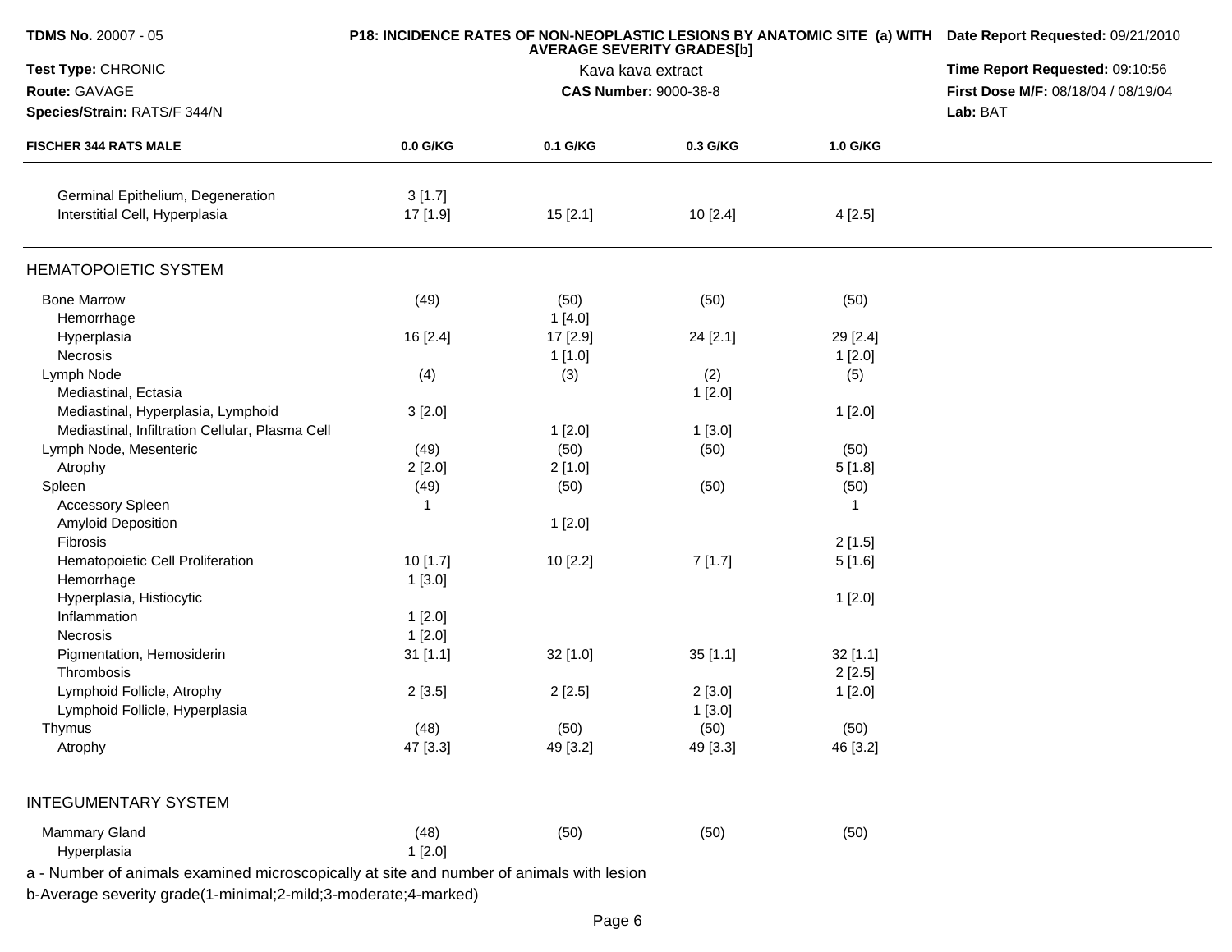**TDMS No.** 20007 - 05

**P18: INCIDENCE RATES OF NON-NEOPLASTIC LESIONS BY ANATOMIC SITE (a) WITH AVERAGE SEVERITY GRADES[b]**

**Date Report Requested:** 09/21/2010

**Test Type:** CHRONIC

Kava kava extract

**Time Report Requested:** 09:10:56

**Route:** GAVAGE

**CAS Number:** 9000-38-8

**First Dose M/F:** 08/18/04 / 08/19/04

**Species/Strain:** RATS/F 344/N

**Lab:** BAT

| FISCHER 344 RATS MALE | 0.0 G/KG | 0.1 G/KG | 0.3 G/KG | 1.0 G/KG |
|---|---|---|---|---|
| Germinal Epithelium, Degeneration | 3 [1.7] | | | |
| Interstitial Cell, Hyperplasia | 17 [1.9] | 15 [2.1] | 10 [2.4] | 4 [2.5] |
| **HEMATOPOIETIC SYSTEM** | | | | |
| Bone Marrow | (49) | (50) | (50) | (50) |
| Hemorrhage | | 1 [4.0] | | |
| Hyperplasia | 16 [2.4] | 17 [2.9] | 24 [2.1] | 29 [2.4] |
| Necrosis | | 1 [1.0] | | 1 [2.0] |
| Lymph Node | (4) | (3) | (2) | (5) |
| Mediastinal, Ectasia | | | 1 [2.0] | |
| Mediastinal, Hyperplasia, Lymphoid | 3 [2.0] | | | 1 [2.0] |
| Mediastinal, Infiltration Cellular, Plasma Cell | | 1 [2.0] | 1 [3.0] | |
| Lymph Node, Mesenteric | (49) | (50) | (50) | (50) |
| Atrophy | 2 [2.0] | 2 [1.0] | | 5 [1.8] |
| Spleen | (49) | (50) | (50) | (50) |
| Accessory Spleen | 1 | | | 1 |
| Amyloid Deposition | | 1 [2.0] | | |
| Fibrosis | | | | 2 [1.5] |
| Hematopoietic Cell Proliferation | 10 [1.7] | 10 [2.2] | 7 [1.7] | 5 [1.6] |
| Hemorrhage | 1 [3.0] | | | |
| Hyperplasia, Histiocytic | | | | 1 [2.0] |
| Inflammation | 1 [2.0] | | | |
| Necrosis | 1 [2.0] | | | |
| Pigmentation, Hemosiderin | 31 [1.1] | 32 [1.0] | 35 [1.1] | 32 [1.1] |
| Thrombosis | | | | 2 [2.5] |
| Lymphoid Follicle, Atrophy | 2 [3.5] | 2 [2.5] | 2 [3.0] | 1 [2.0] |
| Lymphoid Follicle, Hyperplasia | | | 1 [3.0] | |
| Thymus | (48) | (50) | (50) | (50) |
| Atrophy | 47 [3.3] | 49 [3.2] | 49 [3.3] | 46 [3.2] |
| **INTEGUMENTARY SYSTEM** | | | | |
| Mammary Gland | (48) | (50) | (50) | (50) |
| Hyperplasia | 1 [2.0] | | | |

a - Number of animals examined microscopically at site and number of animals with lesion

b-Average severity grade(1-minimal;2-mild;3-moderate;4-marked)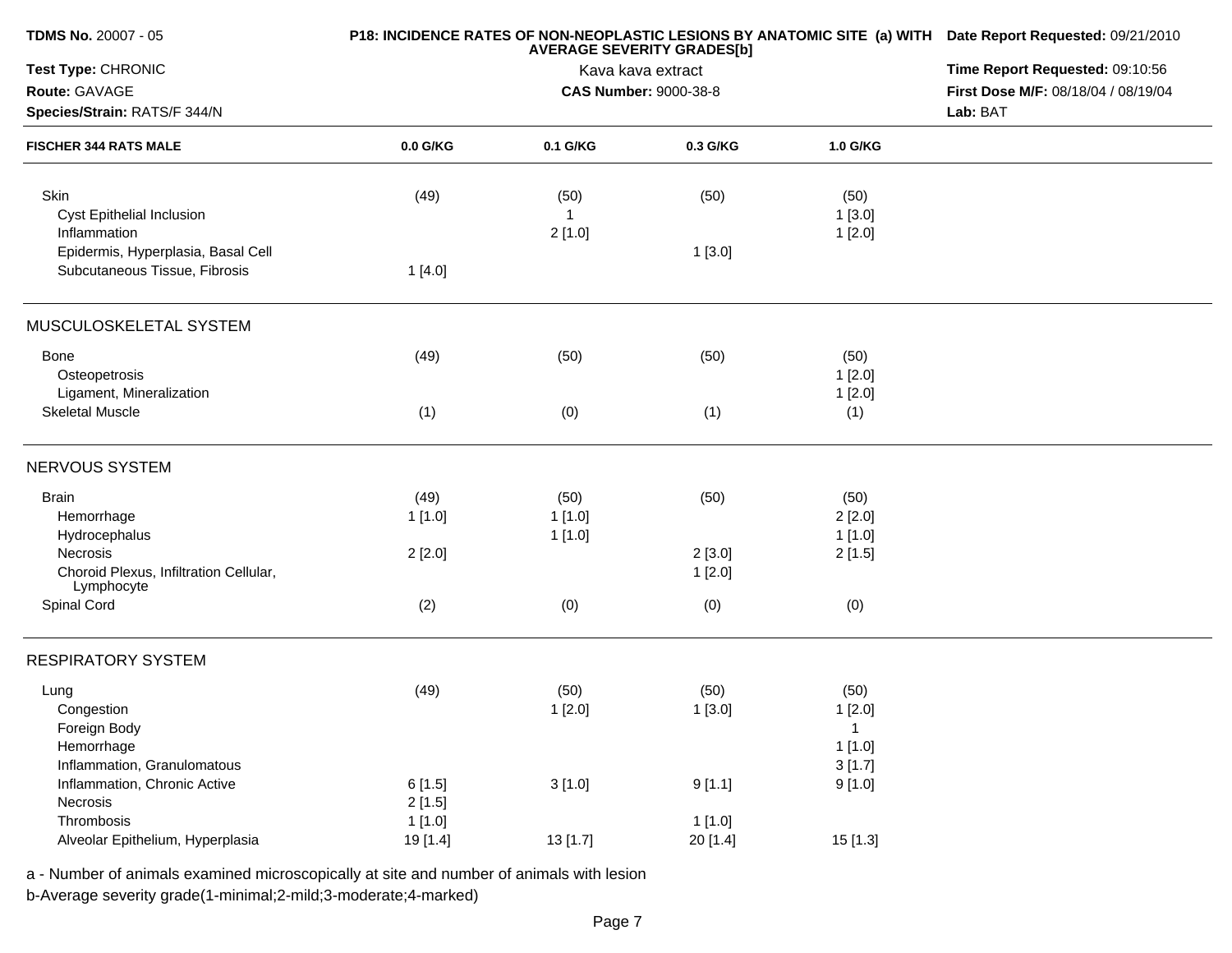**TDMS No.** 20007 - 05

**Test Type:** CHRONIC

**Route:** GAVAGE

**Species/Strain:** RATS/F 344/N

**P18: INCIDENCE RATES OF NON-NEOPLASTIC LESIONS BY ANATOMIC SITE (a) WITH AVERAGE SEVERITY GRADES[b]**

Kava kava extract

**CAS Number:** 9000-38-8

**Date Report Requested:** 09/21/2010

**Time Report Requested:** 09:10:56

**First Dose M/F:** 08/18/04 / 08/19/04

**Lab:** BAT

| FISCHER 344 RATS MALE | 0.0 G/KG | 0.1 G/KG | 0.3 G/KG | 1.0 G/KG |
|---|---|---|---|---|
| Skin | (49) | (50) | (50) | (50) |
| Cyst Epithelial Inclusion | | 1 | | 1 [3.0] |
| Inflammation | | 2 [1.0] | | 1 [2.0] |
| Epidermis, Hyperplasia, Basal Cell | | | 1 [3.0] | |
| Subcutaneous Tissue, Fibrosis | 1 [4.0] | | | |
| **MUSCULOSKELETAL SYSTEM** | | | | |
| Bone | (49) | (50) | (50) | (50) |
| Osteopetrosis | | | | 1 [2.0] |
| Ligament, Mineralization | | | | 1 [2.0] |
| Skeletal Muscle | (1) | (0) | (1) | (1) |
| **NERVOUS SYSTEM** | | | | |
| Brain | (49) | (50) | (50) | (50) |
| Hemorrhage | 1 [1.0] | 1 [1.0] | | 2 [2.0] |
| Hydrocephalus | | 1 [1.0] | | 1 [1.0] |
| Necrosis | 2 [2.0] | | 2 [3.0] | 2 [1.5] |
| Choroid Plexus, Infiltration Cellular, Lymphocyte | | | 1 [2.0] | |
| Spinal Cord | (2) | (0) | (0) | (0) |
| **RESPIRATORY SYSTEM** | | | | |
| Lung | (49) | (50) | (50) | (50) |
| Congestion | | 1 [2.0] | 1 [3.0] | 1 [2.0] |
| Foreign Body | | | | 1 |
| Hemorrhage | | | | 1 [1.0] |
| Inflammation, Granulomatous | | | | 3 [1.7] |
| Inflammation, Chronic Active | 6 [1.5] | 3 [1.0] | 9 [1.1] | 9 [1.0] |
| Necrosis | 2 [1.5] | | | |
| Thrombosis | 1 [1.0] | | 1 [1.0] | |
| Alveolar Epithelium, Hyperplasia | 19 [1.4] | 13 [1.7] | 20 [1.4] | 15 [1.3] |

a - Number of animals examined microscopically at site and number of animals with lesion

b-Average severity grade(1-minimal;2-mild;3-moderate;4-marked)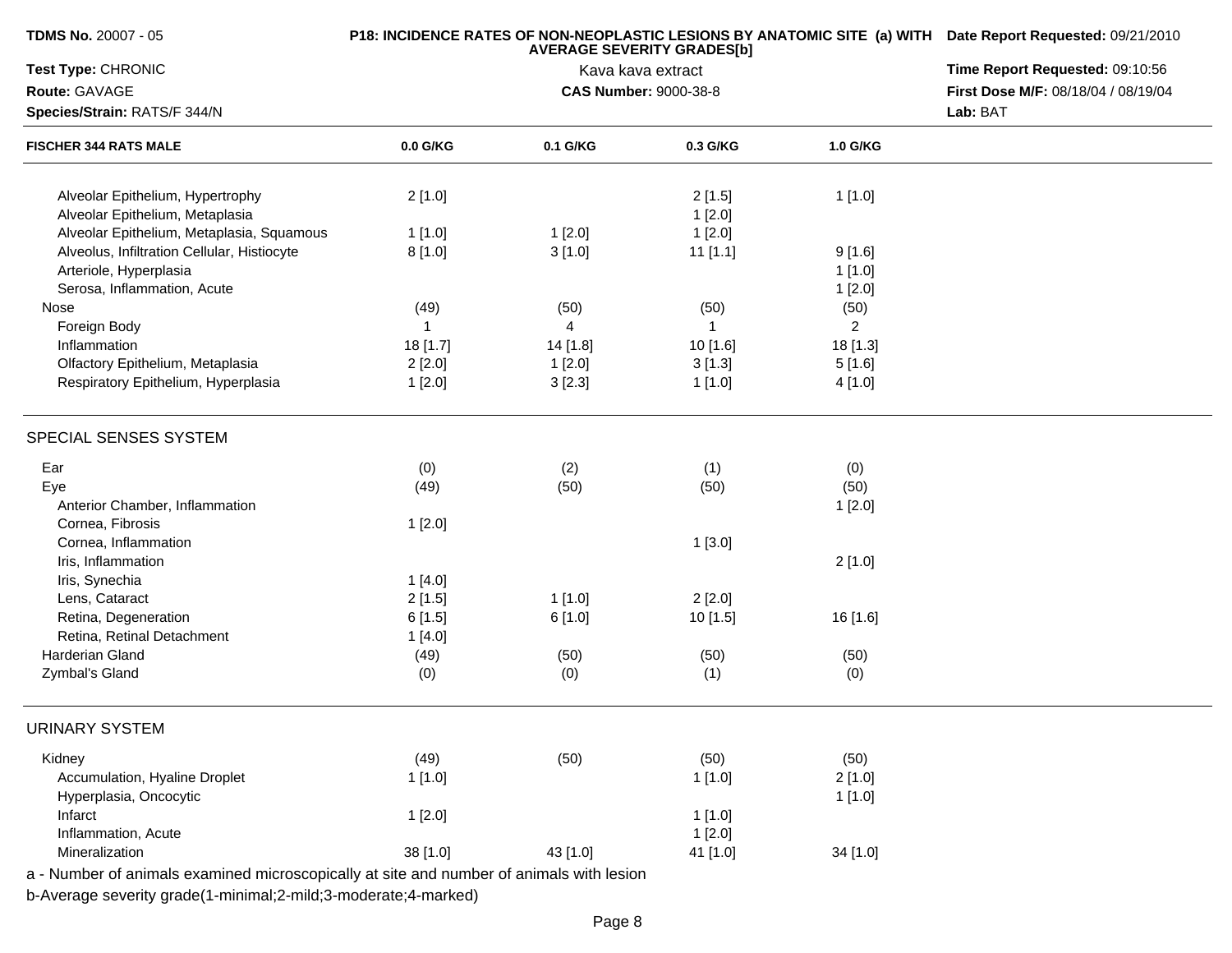**TDMS No.** 20007 - 05

**P18: INCIDENCE RATES OF NON-NEOPLASTIC LESIONS BY ANATOMIC SITE (a) WITH AVERAGE SEVERITY GRADES[b]**

**Date Report Requested:** 09/21/2010

**Test Type:** CHRONIC

Kava kava extract

**Time Report Requested:** 09:10:56

**Route:** GAVAGE

**CAS Number:** 9000-38-8

**First Dose M/F:** 08/18/04 / 08/19/04

**Species/Strain:** RATS/F 344/N

**Lab:** BAT

| FISCHER 344 RATS MALE | 0.0 G/KG | 0.1 G/KG | 0.3 G/KG | 1.0 G/KG |
|---|---|---|---|---|
| Alveolar Epithelium, Hypertrophy | 2 [1.0] | | 2 [1.5] | 1 [1.0] |
| Alveolar Epithelium, Metaplasia | | | 1 [2.0] | |
| Alveolar Epithelium, Metaplasia, Squamous | 1 [1.0] | 1 [2.0] | 1 [2.0] | |
| Alveolus, Infiltration Cellular, Histiocyte | 8 [1.0] | 3 [1.0] | 11 [1.1] | 9 [1.6] |
| Arteriole, Hyperplasia | | | | 1 [1.0] |
| Serosa, Inflammation, Acute | | | | 1 [2.0] |
| Nose | (49) | (50) | (50) | (50) |
| Foreign Body | 1 | 4 | 1 | 2 |
| Inflammation | 18 [1.7] | 14 [1.8] | 10 [1.6] | 18 [1.3] |
| Olfactory Epithelium, Metaplasia | 2 [2.0] | 1 [2.0] | 3 [1.3] | 5 [1.6] |
| Respiratory Epithelium, Hyperplasia | 1 [2.0] | 3 [2.3] | 1 [1.0] | 4 [1.0] |
| **SPECIAL SENSES SYSTEM** | | | | |
| Ear | (0) | (2) | (1) | (0) |
| Eye | (49) | (50) | (50) | (50) |
| Anterior Chamber, Inflammation | | | | 1 [2.0] |
| Cornea, Fibrosis | 1 [2.0] | | | |
| Cornea, Inflammation | | | 1 [3.0] | |
| Iris, Inflammation | | | | 2 [1.0] |
| Iris, Synechia | 1 [4.0] | | | |
| Lens, Cataract | 2 [1.5] | 1 [1.0] | 2 [2.0] | |
| Retina, Degeneration | 6 [1.5] | 6 [1.0] | 10 [1.5] | 16 [1.6] |
| Retina, Retinal Detachment | 1 [4.0] | | | |
| Harderian Gland | (49) | (50) | (50) | (50) |
| Zymbal's Gland | (0) | (0) | (1) | (0) |
| **URINARY SYSTEM** | | | | |
| Kidney | (49) | (50) | (50) | (50) |
| Accumulation, Hyaline Droplet | 1 [1.0] | | 1 [1.0] | 2 [1.0] |
| Hyperplasia, Oncocytic | | | | 1 [1.0] |
| Infarct | 1 [2.0] | | 1 [1.0] | |
| Inflammation, Acute | | | 1 [2.0] | |
| Mineralization | 38 [1.0] | 43 [1.0] | 41 [1.0] | 34 [1.0] |

a - Number of animals examined microscopically at site and number of animals with lesion

b-Average severity grade(1-minimal;2-mild;3-moderate;4-marked)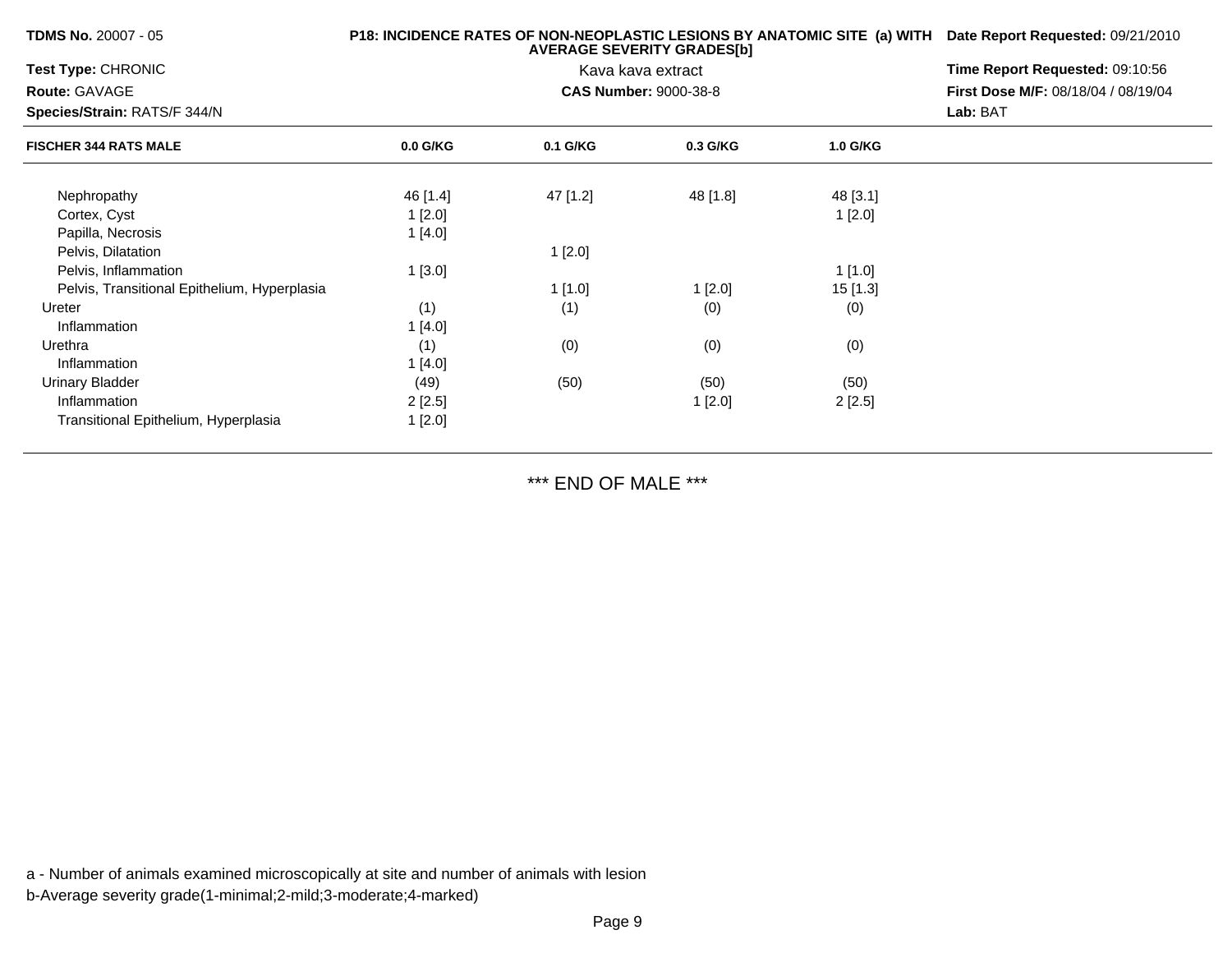**TDMS No.** 20007 - 05

**Test Type:** CHRONIC

**Route:** GAVAGE

**Species/Strain:** RATS/F 344/N

**P18: INCIDENCE RATES OF NON-NEOPLASTIC LESIONS BY ANATOMIC SITE (a) WITH AVERAGE SEVERITY GRADES[b]**

Kava kava extract

**CAS Number:** 9000-38-8

**Date Report Requested:** 09/21/2010

**Time Report Requested:** 09:10:56

**First Dose M/F:** 08/18/04 / 08/19/04

**Lab:** BAT

| FISCHER 344 RATS MALE | 0.0 G/KG | 0.1 G/KG | 0.3 G/KG | 1.0 G/KG |
|---|---|---|---|---|
| Nephropathy | 46 [1.4] | 47 [1.2] | 48 [1.8] | 48 [3.1] |
| Cortex, Cyst | 1 [2.0] | | | 1 [2.0] |
| Papilla, Necrosis | 1 [4.0] | | | |
| Pelvis, Dilatation | | 1 [2.0] | | |
| Pelvis, Inflammation | 1 [3.0] | | | 1 [1.0] |
| Pelvis, Transitional Epithelium, Hyperplasia | | 1 [1.0] | 1 [2.0] | 15 [1.3] |
| Ureter | (1) | (1) | (0) | (0) |
| Inflammation | 1 [4.0] | | | |
| Urethra | (1) | (0) | (0) | (0) |
| Inflammation | 1 [4.0] | | | |
| Urinary Bladder | (49) | (50) | (50) | (50) |
| Inflammation | 2 [2.5] | | 1 [2.0] | 2 [2.5] |
| Transitional Epithelium, Hyperplasia | 1 [2.0] | | | |

*** END OF MALE ***

a - Number of animals examined microscopically at site and number of animals with lesion

b-Average severity grade(1-minimal;2-mild;3-moderate;4-marked)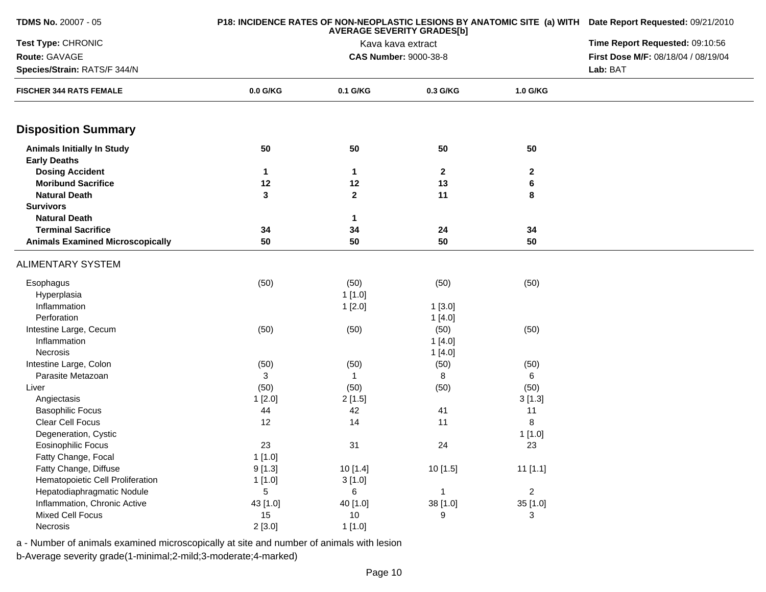**TDMS No.** 20007 - 05

**Test Type:** CHRONIC

**Route:** GAVAGE

**Species/Strain:** RATS/F 344/N

**P18: INCIDENCE RATES OF NON-NEOPLASTIC LESIONS BY ANATOMIC SITE (a) WITH AVERAGE SEVERITY GRADES[b]**

Kava kava extract

**CAS Number:** 9000-38-8

**Date Report Requested:** 09/21/2010

**Time Report Requested:** 09:10:56

**First Dose M/F:** 08/18/04 / 08/19/04

**Lab:** BAT

| FISCHER 344 RATS FEMALE | 0.0 G/KG | 0.1 G/KG | 0.3 G/KG | 1.0 G/KG |
|---|---|---|---|---|
| **Disposition Summary** | | | | |
| **Animals Initially In Study** | **50** | **50** | **50** | **50** |
| **Early Deaths** | | | | |
| **Dosing Accident** | **1** | **1** | **2** | **2** |
| **Moribund Sacrifice** | **12** | **12** | **13** | **6** |
| **Natural Death** | **3** | **2** | **11** | **8** |
| **Survivors** | | | | |
| **Natural Death** | | **1** | | |
| **Terminal Sacrifice** | **34** | **34** | **24** | **34** |
| **Animals Examined Microscopically** | **50** | **50** | **50** | **50** |
| ALIMENTARY SYSTEM | | | | |
| Esophagus | (50) | (50) | (50) | (50) |
| Hyperplasia | | 1 [1.0] | | |
| Inflammation | | 1 [2.0] | 1 [3.0] | |
| Perforation | | | 1 [4.0] | |
| Intestine Large, Cecum | (50) | (50) | (50) | (50) |
| Inflammation | | | 1 [4.0] | |
| Necrosis | | | 1 [4.0] | |
| Intestine Large, Colon | (50) | (50) | (50) | (50) |
| Parasite Metazoan | 3 | 1 | 8 | 6 |
| Liver | (50) | (50) | (50) | (50) |
| Angiectasis | 1 [2.0] | 2 [1.5] | | 3 [1.3] |
| Basophilic Focus | 44 | 42 | 41 | 11 |
| Clear Cell Focus | 12 | 14 | 11 | 8 |
| Degeneration, Cystic | | | | 1 [1.0] |
| Eosinophilic Focus | 23 | 31 | 24 | 23 |
| Fatty Change, Focal | 1 [1.0] | | | |
| Fatty Change, Diffuse | 9 [1.3] | 10 [1.4] | 10 [1.5] | 11 [1.1] |
| Hematopoietic Cell Proliferation | 1 [1.0] | 3 [1.0] | | |
| Hepatodiaphragmatic Nodule | 5 | 6 | 1 | 2 |
| Inflammation, Chronic Active | 43 [1.0] | 40 [1.0] | 38 [1.0] | 35 [1.0] |
| Mixed Cell Focus | 15 | 10 | 9 | 3 |
| Necrosis | 2 [3.0] | 1 [1.0] | | |

a - Number of animals examined microscopically at site and number of animals with lesion

b-Average severity grade(1-minimal;2-mild;3-moderate;4-marked)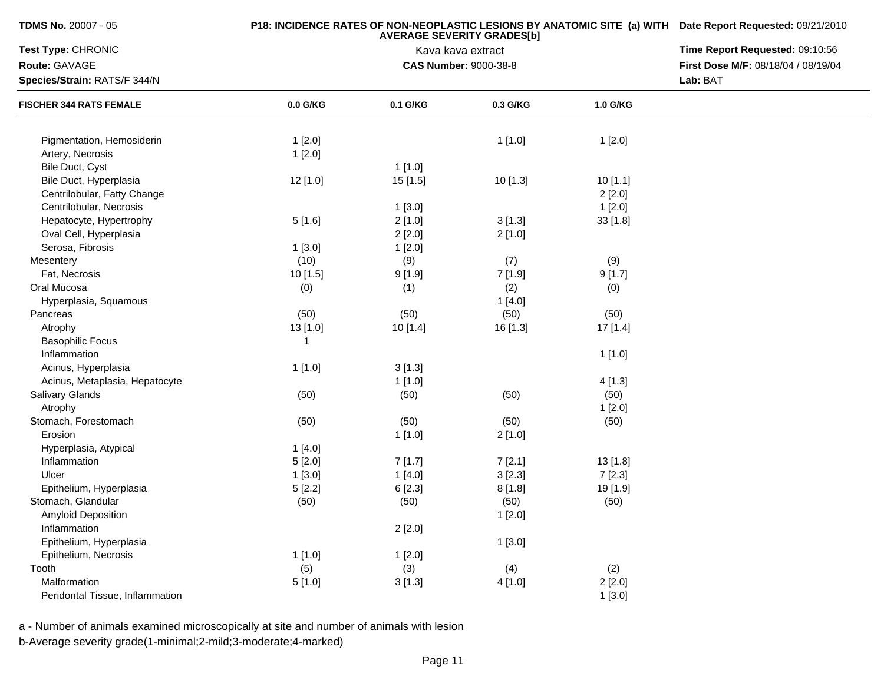**TDMS No.** 20007 - 05

**P18: INCIDENCE RATES OF NON-NEOPLASTIC LESIONS BY ANATOMIC SITE (a) WITH AVERAGE SEVERITY GRADES[b]**

**Date Report Requested:** 09/21/2010

**Test Type:** CHRONIC

Kava kava extract

**Time Report Requested:** 09:10:56

**Route:** GAVAGE

**CAS Number:** 9000-38-8

**First Dose M/F:** 08/18/04 / 08/19/04

**Species/Strain:** RATS/F 344/N

**Lab:** BAT

| FISCHER 344 RATS FEMALE | 0.0 G/KG | 0.1 G/KG | 0.3 G/KG | 1.0 G/KG |
|---|---|---|---|---|
| Pigmentation, Hemosiderin | 1 [2.0] | | 1 [1.0] | 1 [2.0] |
| Artery, Necrosis | 1 [2.0] | | | |
| Bile Duct, Cyst | | 1 [1.0] | | |
| Bile Duct, Hyperplasia | 12 [1.0] | 15 [1.5] | 10 [1.3] | 10 [1.1] |
| Centrilobular, Fatty Change | | | | 2 [2.0] |
| Centrilobular, Necrosis | | 1 [3.0] | | 1 [2.0] |
| Hepatocyte, Hypertrophy | 5 [1.6] | 2 [1.0] | 3 [1.3] | 33 [1.8] |
| Oval Cell, Hyperplasia | | 2 [2.0] | 2 [1.0] | |
| Serosa, Fibrosis | 1 [3.0] | 1 [2.0] | | |
| Mesentery | (10) | (9) | (7) | (9) |
| Fat, Necrosis | 10 [1.5] | 9 [1.9] | 7 [1.9] | 9 [1.7] |
| Oral Mucosa | (0) | (1) | (2) | (0) |
| Hyperplasia, Squamous | | | 1 [4.0] | |
| Pancreas | (50) | (50) | (50) | (50) |
| Atrophy | 13 [1.0] | 10 [1.4] | 16 [1.3] | 17 [1.4] |
| Basophilic Focus | 1 | | | |
| Inflammation | | | | 1 [1.0] |
| Acinus, Hyperplasia | 1 [1.0] | 3 [1.3] | | |
| Acinus, Metaplasia, Hepatocyte | | 1 [1.0] | | 4 [1.3] |
| Salivary Glands | (50) | (50) | (50) | (50) |
| Atrophy | | | | 1 [2.0] |
| Stomach, Forestomach | (50) | (50) | (50) | (50) |
| Erosion | | 1 [1.0] | 2 [1.0] | |
| Hyperplasia, Atypical | 1 [4.0] | | | |
| Inflammation | 5 [2.0] | 7 [1.7] | 7 [2.1] | 13 [1.8] |
| Ulcer | 1 [3.0] | 1 [4.0] | 3 [2.3] | 7 [2.3] |
| Epithelium, Hyperplasia | 5 [2.2] | 6 [2.3] | 8 [1.8] | 19 [1.9] |
| Stomach, Glandular | (50) | (50) | (50) | (50) |
| Amyloid Deposition | | | 1 [2.0] | |
| Inflammation | | 2 [2.0] | | |
| Epithelium, Hyperplasia | | | 1 [3.0] | |
| Epithelium, Necrosis | 1 [1.0] | 1 [2.0] | | |
| Tooth | (5) | (3) | (4) | (2) |
| Malformation | 5 [1.0] | 3 [1.3] | 4 [1.0] | 2 [2.0] |
| Peridontal Tissue, Inflammation | | | | 1 [3.0] |

a - Number of animals examined microscopically at site and number of animals with lesion

b-Average severity grade(1-minimal;2-mild;3-moderate;4-marked)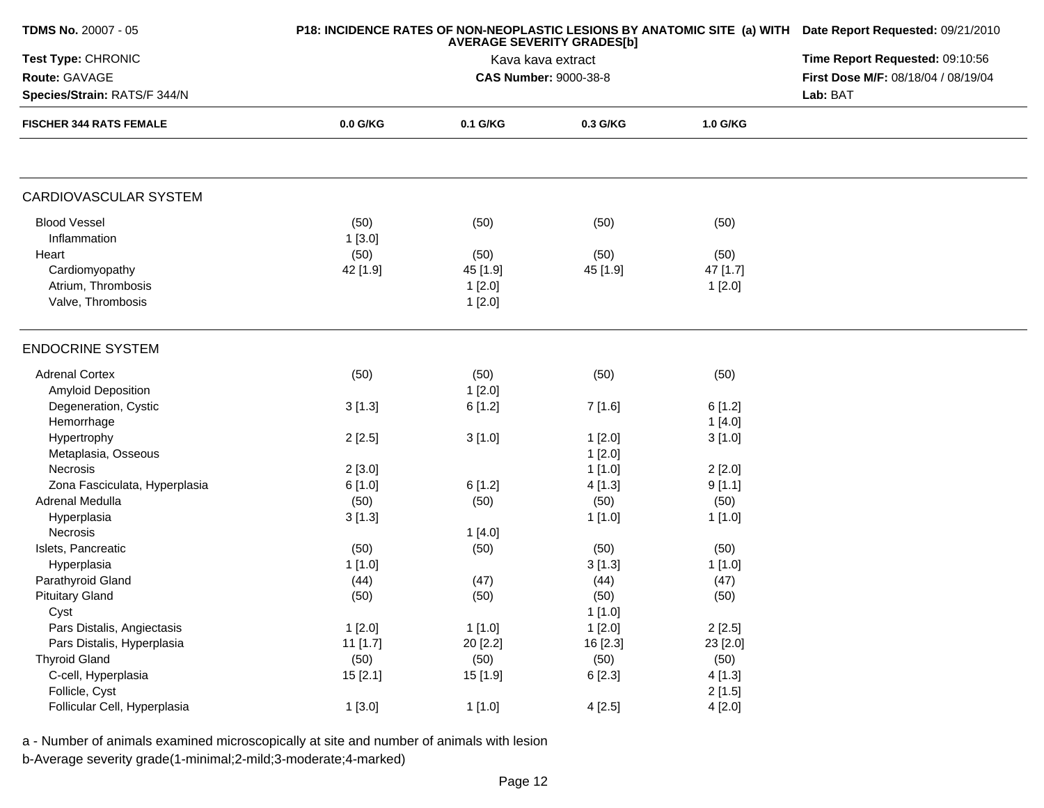**TDMS No.** 20007 - 05
**Test Type:** CHRONIC
**Route:** GAVAGE
**Species/Strain:** RATS/F 344/N

**P18: INCIDENCE RATES OF NON-NEOPLASTIC LESIONS BY ANATOMIC SITE (a) WITH AVERAGE SEVERITY GRADES[b]**
Kava kava extract
**CAS Number:** 9000-38-8

**Date Report Requested:** 09/21/2010
**Time Report Requested:** 09:10:56
**First Dose M/F:** 08/18/04 / 08/19/04
**Lab:** BAT

| FISCHER 344 RATS FEMALE | 0.0 G/KG | 0.1 G/KG | 0.3 G/KG | 1.0 G/KG |
|---|---|---|---|---|
| **CARDIOVASCULAR SYSTEM** | | | | |
| Blood Vessel | (50) | (50) | (50) | (50) |
| Inflammation | 1 [3.0] | | | |
| Heart | (50) | (50) | (50) | (50) |
| Cardiomyopathy | 42 [1.9] | 45 [1.9] | 45 [1.9] | 47 [1.7] |
| Atrium, Thrombosis | | 1 [2.0] | | 1 [2.0] |
| Valve, Thrombosis | | 1 [2.0] | | |
| **ENDOCRINE SYSTEM** | | | | |
| Adrenal Cortex | (50) | (50) | (50) | (50) |
| Amyloid Deposition | | 1 [2.0] | | |
| Degeneration, Cystic | 3 [1.3] | 6 [1.2] | 7 [1.6] | 6 [1.2] |
| Hemorrhage | | | | 1 [4.0] |
| Hypertrophy | 2 [2.5] | 3 [1.0] | 1 [2.0] | 3 [1.0] |
| Metaplasia, Osseous | | | 1 [2.0] | |
| Necrosis | 2 [3.0] | | 1 [1.0] | 2 [2.0] |
| Zona Fasciculata, Hyperplasia | 6 [1.0] | 6 [1.2] | 4 [1.3] | 9 [1.1] |
| Adrenal Medulla | (50) | (50) | (50) | (50) |
| Hyperplasia | 3 [1.3] | | 1 [1.0] | 1 [1.0] |
| Necrosis | | 1 [4.0] | | |
| Islets, Pancreatic | (50) | (50) | (50) | (50) |
| Hyperplasia | 1 [1.0] | | 3 [1.3] | 1 [1.0] |
| Parathyroid Gland | (44) | (47) | (44) | (47) |
| Pituitary Gland | (50) | (50) | (50) | (50) |
| Cyst | | | 1 [1.0] | |
| Pars Distalis, Angiectasis | 1 [2.0] | 1 [1.0] | 1 [2.0] | 2 [2.5] |
| Pars Distalis, Hyperplasia | 11 [1.7] | 20 [2.2] | 16 [2.3] | 23 [2.0] |
| Thyroid Gland | (50) | (50) | (50) | (50) |
| C-cell, Hyperplasia | 15 [2.1] | 15 [1.9] | 6 [2.3] | 4 [1.3] |
| Follicle, Cyst | | | | 2 [1.5] |
| Follicular Cell, Hyperplasia | 1 [3.0] | 1 [1.0] | 4 [2.5] | 4 [2.0] |

a - Number of animals examined microscopically at site and number of animals with lesion
b-Average severity grade(1-minimal;2-mild;3-moderate;4-marked)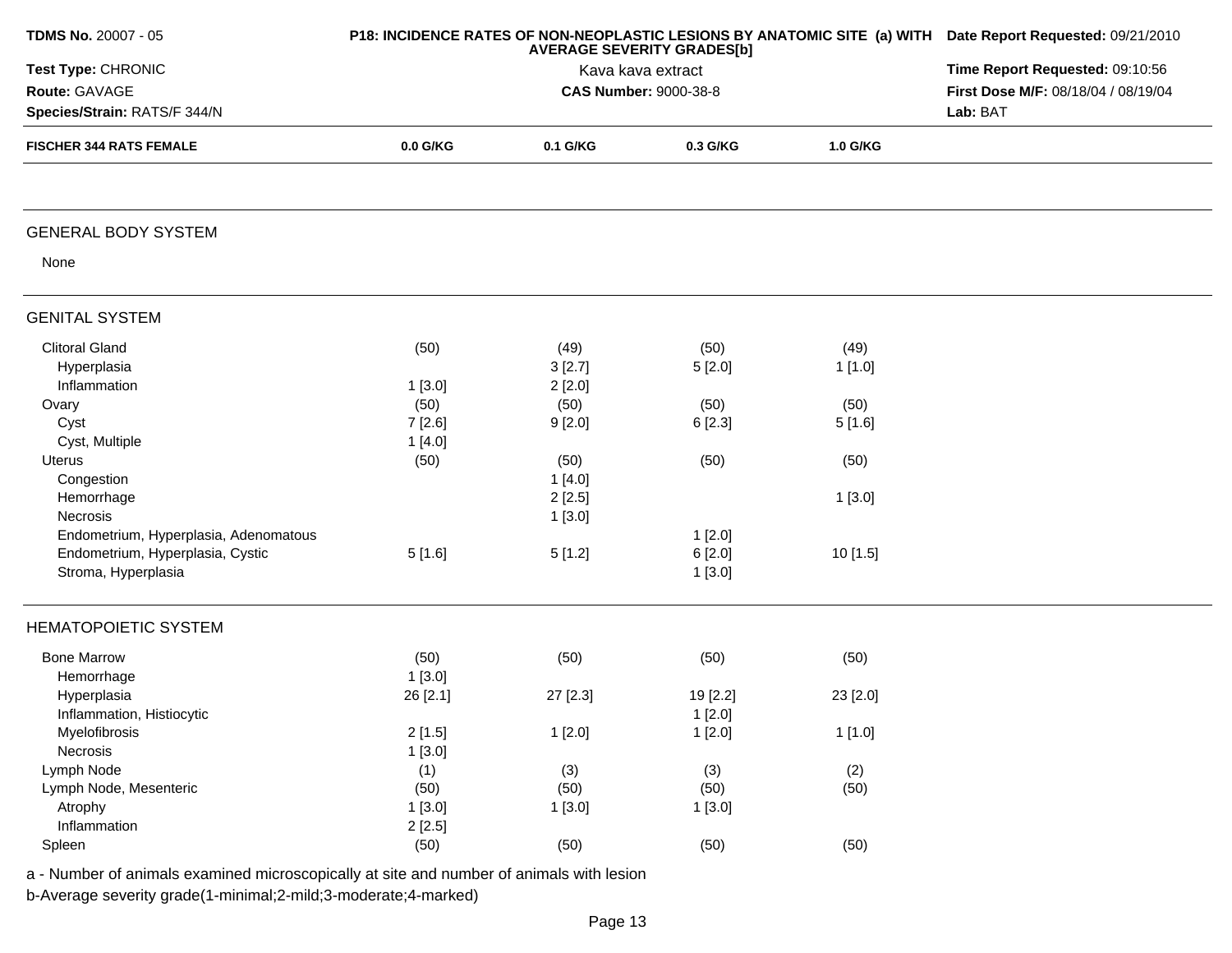| FISCHER 344 RATS FEMALE | 0.0 G/KG | 0.1 G/KG | 0.3 G/KG | 1.0 G/KG |
|---|---|---|---|---|
| **GENERAL BODY SYSTEM** | | | | |
| None | | | | |
| **GENITAL SYSTEM** | | | | |
| Clitoral Gland | (50) | (49) | (50) | (49) |
| Hyperplasia | | 3 [2.7] | 5 [2.0] | 1 [1.0] |
| Inflammation | 1 [3.0] | 2 [2.0] | | |
| Ovary | (50) | (50) | (50) | (50) |
| Cyst | 7 [2.6] | 9 [2.0] | 6 [2.3] | 5 [1.6] |
| Cyst, Multiple | 1 [4.0] | | | |
| Uterus | (50) | (50) | (50) | (50) |
| Congestion | | 1 [4.0] | | |
| Hemorrhage | | 2 [2.5] | | 1 [3.0] |
| Necrosis | | 1 [3.0] | | |
| Endometrium, Hyperplasia, Adenomatous | | | 1 [2.0] | |
| Endometrium, Hyperplasia, Cystic | 5 [1.6] | 5 [1.2] | 6 [2.0] | 10 [1.5] |
| Stroma, Hyperplasia | | | 1 [3.0] | |
| **HEMATOPOIETIC SYSTEM** | | | | |
| Bone Marrow | (50) | (50) | (50) | (50) |
| Hemorrhage | 1 [3.0] | | | |
| Hyperplasia | 26 [2.1] | 27 [2.3] | 19 [2.2] | 23 [2.0] |
| Inflammation, Histiocytic | | | 1 [2.0] | |
| Myelofibrosis | 2 [1.5] | 1 [2.0] | 1 [2.0] | 1 [1.0] |
| Necrosis | 1 [3.0] | | | |
| Lymph Node | (1) | (3) | (3) | (2) |
| Lymph Node, Mesenteric | (50) | (50) | (50) | (50) |
| Atrophy | 1 [3.0] | 1 [3.0] | 1 [3.0] | |
| Inflammation | 2 [2.5] | | | |
| Spleen | (50) | (50) | (50) | (50) |

a - Number of animals examined microscopically at site and number of animals with lesion

b-Average severity grade(1-minimal;2-mild;3-moderate;4-marked)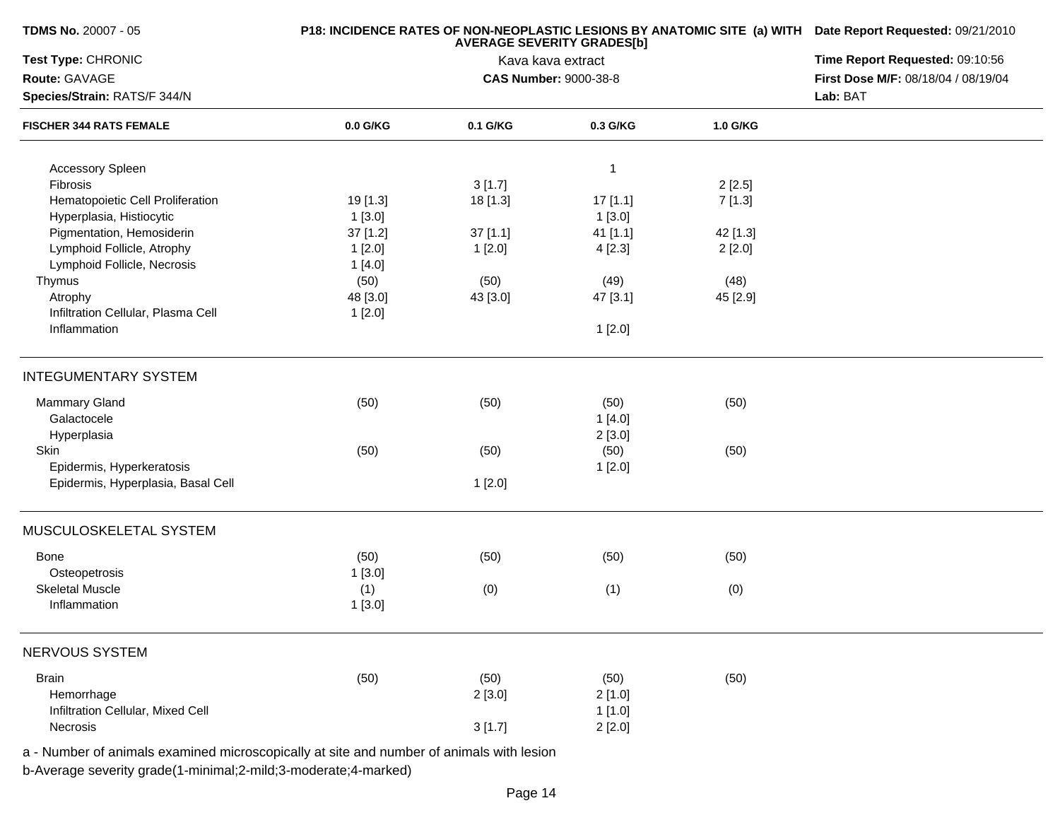**TDMS No.** 20007 - 05

**Test Type:** CHRONIC

**Route:** GAVAGE

**Species/Strain:** RATS/F 344/N

**P18: INCIDENCE RATES OF NON-NEOPLASTIC LESIONS BY ANATOMIC SITE (a) WITH AVERAGE SEVERITY GRADES[b]**

Kava kava extract

**CAS Number:** 9000-38-8

**Date Report Requested:** 09/21/2010

**Time Report Requested:** 09:10:56

**First Dose M/F:** 08/18/04 / 08/19/04

**Lab:** BAT

| FISCHER 344 RATS FEMALE | 0.0 G/KG | 0.1 G/KG | 0.3 G/KG | 1.0 G/KG |
|---|---|---|---|---|
| Accessory Spleen | | | 1 | |
| Fibrosis | | 3 [1.7] | | 2 [2.5] |
| Hematopoietic Cell Proliferation | 19 [1.3] | 18 [1.3] | 17 [1.1] | 7 [1.3] |
| Hyperplasia, Histiocytic | 1 [3.0] | | 1 [3.0] | |
| Pigmentation, Hemosiderin | 37 [1.2] | 37 [1.1] | 41 [1.1] | 42 [1.3] |
| Lymphoid Follicle, Atrophy | 1 [2.0] | 1 [2.0] | 4 [2.3] | 2 [2.0] |
| Lymphoid Follicle, Necrosis | 1 [4.0] | | | |
| Thymus | (50) | (50) | (49) | (48) |
| Atrophy | 48 [3.0] | 43 [3.0] | 47 [3.1] | 45 [2.9] |
| Infiltration Cellular, Plasma Cell | 1 [2.0] | | | |
| Inflammation | | | 1 [2.0] | |
| **INTEGUMENTARY SYSTEM** | | | | |
| Mammary Gland | (50) | (50) | (50) | (50) |
| Galactocele | | | 1 [4.0] | |
| Hyperplasia | | | 2 [3.0] | |
| Skin | (50) | (50) | (50) | (50) |
| Epidermis, Hyperkeratosis | | | 1 [2.0] | |
| Epidermis, Hyperplasia, Basal Cell | | 1 [2.0] | | |
| **MUSCULOSKELETAL SYSTEM** | | | | |
| Bone | (50) | (50) | (50) | (50) |
| Osteopetrosis | 1 [3.0] | | | |
| Skeletal Muscle | (1) | (0) | (1) | (0) |
| Inflammation | 1 [3.0] | | | |
| **NERVOUS SYSTEM** | | | | |
| Brain | (50) | (50) | (50) | (50) |
| Hemorrhage | | 2 [3.0] | 2 [1.0] | |
| Infiltration Cellular, Mixed Cell | | | 1 [1.0] | |
| Necrosis | | 3 [1.7] | 2 [2.0] | |

a - Number of animals examined microscopically at site and number of animals with lesion

b-Average severity grade(1-minimal;2-mild;3-moderate;4-marked)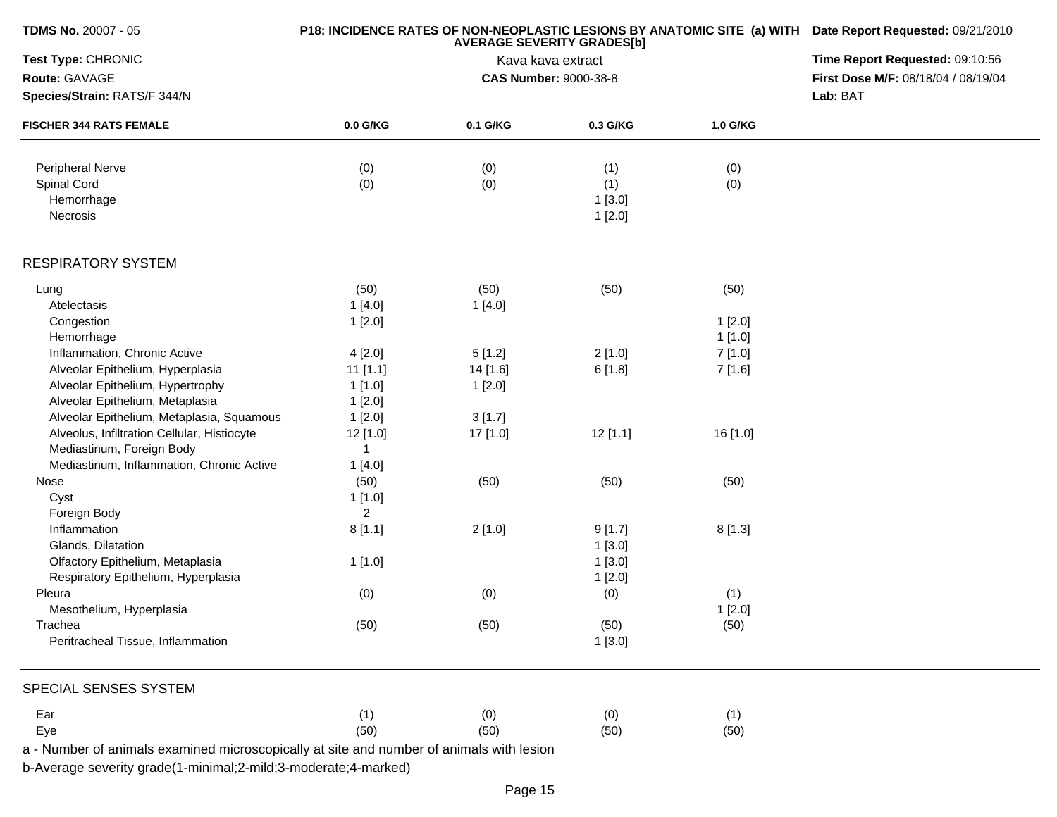| FISCHER 344 RATS FEMALE | 0.0 G/KG | 0.1 G/KG | 0.3 G/KG | 1.0 G/KG |
|---|---|---|---|---|
| Peripheral Nerve | (0) | (0) | (1) | (0) |
| Spinal Cord | (0) | (0) | (1) | (0) |
| Hemorrhage | | | 1 [3.0] | |
| Necrosis | | | 1 [2.0] | |
| **RESPIRATORY SYSTEM** | | | | |
| Lung | (50) | (50) | (50) | (50) |
| Atelectasis | 1 [4.0] | 1 [4.0] | | |
| Congestion | 1 [2.0] | | | 1 [2.0] |
| Hemorrhage | | | | 1 [1.0] |
| Inflammation, Chronic Active | 4 [2.0] | 5 [1.2] | 2 [1.0] | 7 [1.0] |
| Alveolar Epithelium, Hyperplasia | 11 [1.1] | 14 [1.6] | 6 [1.8] | 7 [1.6] |
| Alveolar Epithelium, Hypertrophy | 1 [1.0] | 1 [2.0] | | |
| Alveolar Epithelium, Metaplasia | 1 [2.0] | | | |
| Alveolar Epithelium, Metaplasia, Squamous | 1 [2.0] | 3 [1.7] | | |
| Alveolus, Infiltration Cellular, Histiocyte | 12 [1.0] | 17 [1.0] | 12 [1.1] | 16 [1.0] |
| Mediastinum, Foreign Body | 1 | | | |
| Mediastinum, Inflammation, Chronic Active | 1 [4.0] | | | |
| Nose | (50) | (50) | (50) | (50) |
| Cyst | 1 [1.0] | | | |
| Foreign Body | 2 | | | |
| Inflammation | 8 [1.1] | 2 [1.0] | 9 [1.7] | 8 [1.3] |
| Glands, Dilatation | | | 1 [3.0] | |
| Olfactory Epithelium, Metaplasia | 1 [1.0] | | 1 [3.0] | |
| Respiratory Epithelium, Hyperplasia | | | 1 [2.0] | |
| Pleura | (0) | (0) | (0) | (1) |
| Mesothelium, Hyperplasia | | | | 1 [2.0] |
| Trachea | (50) | (50) | (50) | (50) |
| Peritracheal Tissue, Inflammation | | | 1 [3.0] | |
| **SPECIAL SENSES SYSTEM** | | | | |
| Ear | (1) | (0) | (0) | (1) |
| Eye | (50) | (50) | (50) | (50) |

a - Number of animals examined microscopically at site and number of animals with lesion

b-Average severity grade(1-minimal;2-mild;3-moderate;4-marked)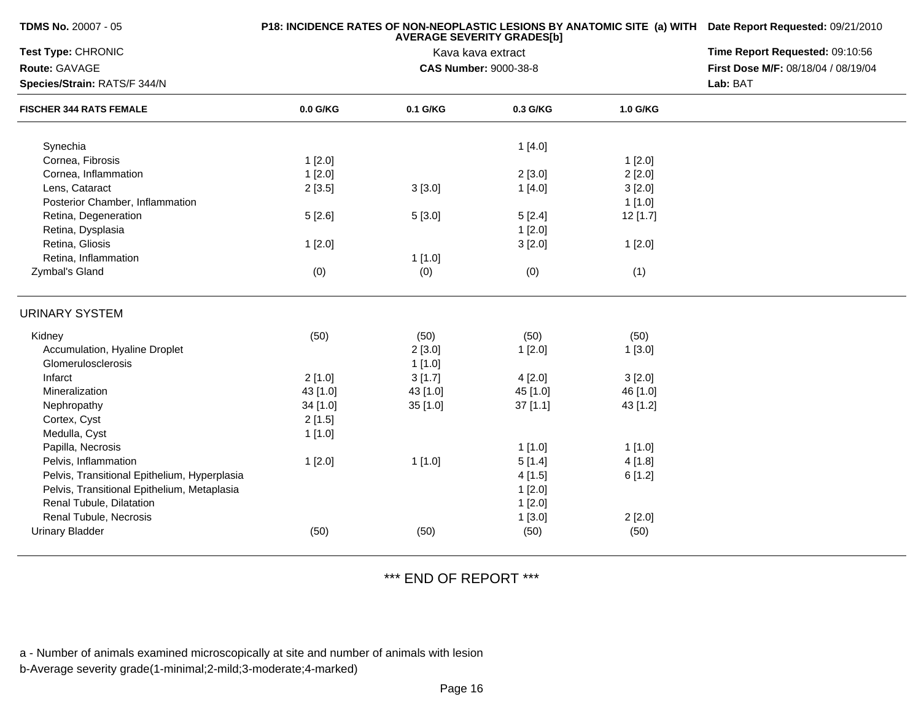**TDMS No.** 20007 - 05

**P18: INCIDENCE RATES OF NON-NEOPLASTIC LESIONS BY ANATOMIC SITE (a) WITH AVERAGE SEVERITY GRADES[b]**

**Date Report Requested:** 09/21/2010

**Test Type:** CHRONIC

Kava kava extract

**Time Report Requested:** 09:10:56

**Route:** GAVAGE

**CAS Number:** 9000-38-8

**First Dose M/F:** 08/18/04 / 08/19/04

**Species/Strain:** RATS/F 344/N

**Lab:** BAT

| FISCHER 344 RATS FEMALE | 0.0 G/KG | 0.1 G/KG | 0.3 G/KG | 1.0 G/KG |
|---|---|---|---|---|
| Synechia | | | 1 [4.0] | |
| Cornea, Fibrosis | 1 [2.0] | | | 1 [2.0] |
| Cornea, Inflammation | 1 [2.0] | | 2 [3.0] | 2 [2.0] |
| Lens, Cataract | 2 [3.5] | 3 [3.0] | 1 [4.0] | 3 [2.0] |
| Posterior Chamber, Inflammation | | | | 1 [1.0] |
| Retina, Degeneration | 5 [2.6] | 5 [3.0] | 5 [2.4] | 12 [1.7] |
| Retina, Dysplasia | | | 1 [2.0] | |
| Retina, Gliosis | 1 [2.0] | | 3 [2.0] | 1 [2.0] |
| Retina, Inflammation | | 1 [1.0] | | |
| Zymbal's Gland | (0) | (0) | (0) | (1) |
| **URINARY SYSTEM** | | | | |
| Kidney | (50) | (50) | (50) | (50) |
| Accumulation, Hyaline Droplet | | 2 [3.0] | 1 [2.0] | 1 [3.0] |
| Glomerulosclerosis | | 1 [1.0] | | |
| Infarct | 2 [1.0] | 3 [1.7] | 4 [2.0] | 3 [2.0] |
| Mineralization | 43 [1.0] | 43 [1.0] | 45 [1.0] | 46 [1.0] |
| Nephropathy | 34 [1.0] | 35 [1.0] | 37 [1.1] | 43 [1.2] |
| Cortex, Cyst | 2 [1.5] | | | |
| Medulla, Cyst | 1 [1.0] | | | |
| Papilla, Necrosis | | | 1 [1.0] | 1 [1.0] |
| Pelvis, Inflammation | 1 [2.0] | 1 [1.0] | 5 [1.4] | 4 [1.8] |
| Pelvis, Transitional Epithelium, Hyperplasia | | | 4 [1.5] | 6 [1.2] |
| Pelvis, Transitional Epithelium, Metaplasia | | | 1 [2.0] | |
| Renal Tubule, Dilatation | | | 1 [2.0] | |
| Renal Tubule, Necrosis | | | 1 [3.0] | 2 [2.0] |
| Urinary Bladder | (50) | (50) | (50) | (50) |

\*\*\* END OF REPORT \*\*\*

a - Number of animals examined microscopically at site and number of animals with lesion

b-Average severity grade(1-minimal;2-mild;3-moderate;4-marked)